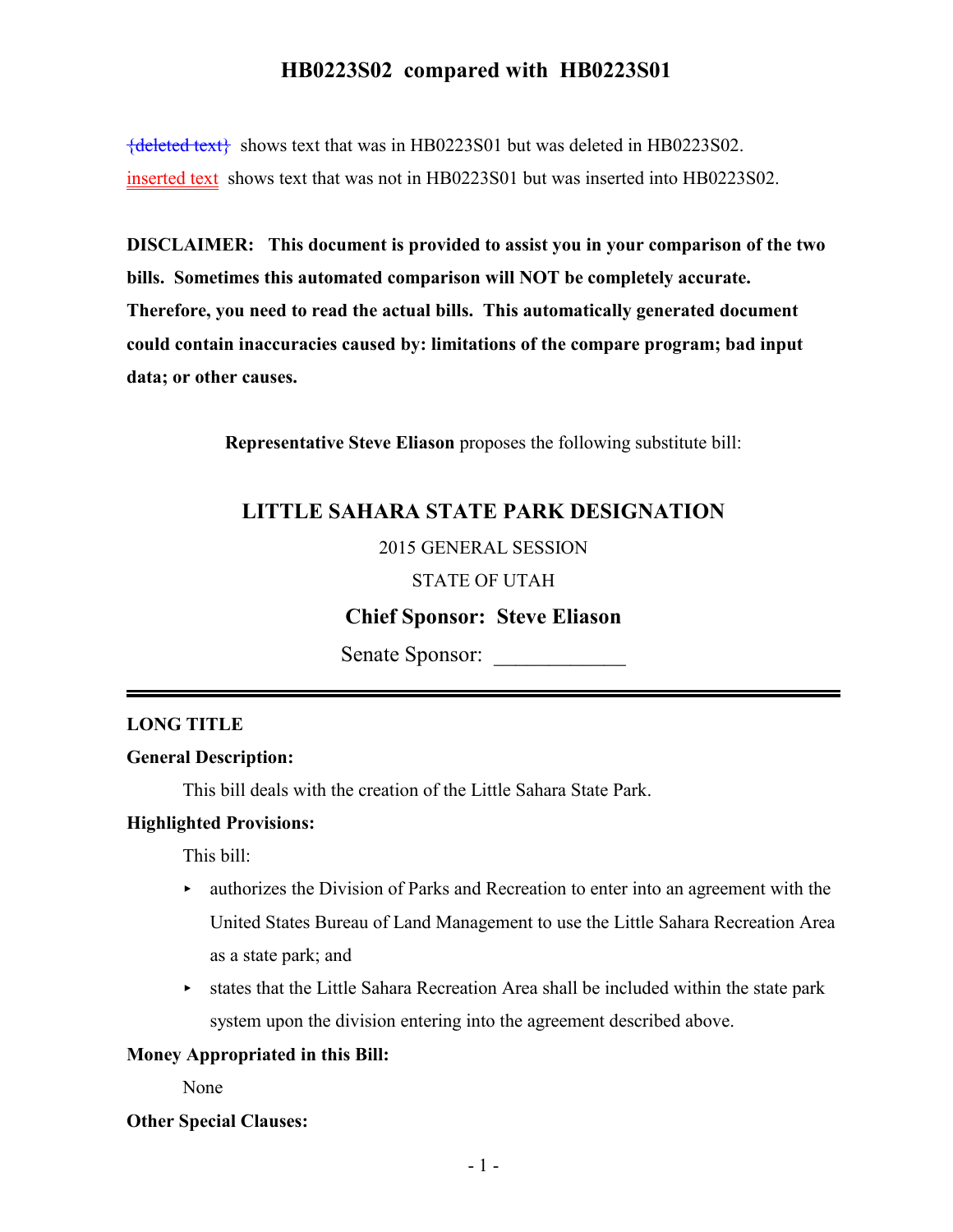# HB0223S02 compared with HB0223S01

~~{deleted text}~~ shows text that was in HB0223S01 but was deleted in HB0223S02.

inserted text shows text that was not in HB0223S01 but was inserted into HB0223S02.

**DISCLAIMER: This document is provided to assist you in your comparison of the two bills. Sometimes this automated comparison will NOT be completely accurate. Therefore, you need to read the actual bills. This automatically generated document could contain inaccuracies caused by: limitations of the compare program; bad input data; or other causes.**

**Representative Steve Eliason** proposes the following substitute bill:

## LITTLE SAHARA STATE PARK DESIGNATION

2015 GENERAL SESSION

STATE OF UTAH

**Chief Sponsor: Steve Eliason**

Senate Sponsor: ____________

---

**LONG TITLE**

**General Description:**

This bill deals with the creation of the Little Sahara State Park.

**Highlighted Provisions:**

This bill:

- authorizes the Division of Parks and Recreation to enter into an agreement with the United States Bureau of Land Management to use the Little Sahara Recreation Area as a state park; and
- states that the Little Sahara Recreation Area shall be included within the state park system upon the division entering into the agreement described above.

**Money Appropriated in this Bill:**

None

**Other Special Clauses:**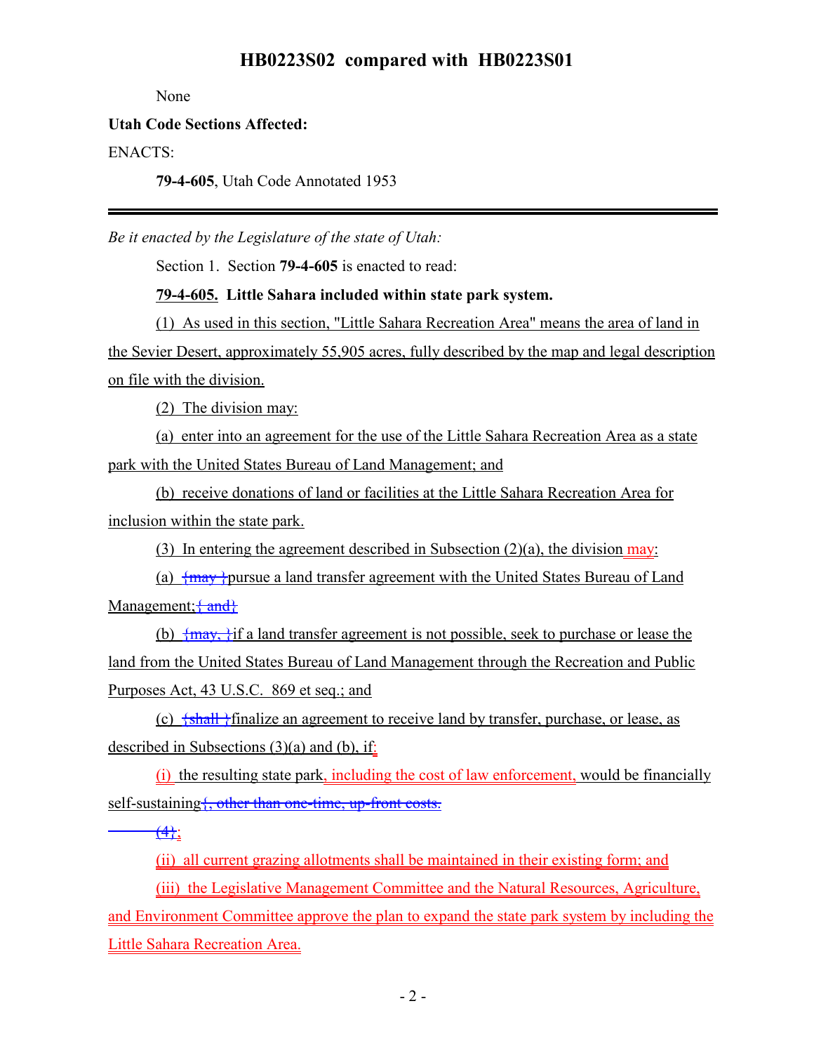None

**Utah Code Sections Affected:**

ENACTS:

**79-4-605**, Utah Code Annotated 1953

---

*Be it enacted by the Legislature of the state of Utah:*

Section 1. Section **79-4-605** is enacted to read:

**79-4-605. Little Sahara included within state park system.**

(1) As used in this section, "Little Sahara Recreation Area" means the area of land in the Sevier Desert, approximately 55,905 acres, fully described by the map and legal description on file with the division.

(2) The division may:

(a) enter into an agreement for the use of the Little Sahara Recreation Area as a state park with the United States Bureau of Land Management; and

(b) receive donations of land or facilities at the Little Sahara Recreation Area for inclusion within the state park.

(3) In entering the agreement described in Subsection (2)(a), the division may:

(a) {may }pursue a land transfer agreement with the United States Bureau of Land Management;{ and}

(b) {may, }if a land transfer agreement is not possible, seek to purchase or lease the land from the United States Bureau of Land Management through the Recreation and Public Purposes Act, 43 U.S.C. 869 et seq.; and

(c) {shall }finalize an agreement to receive land by transfer, purchase, or lease, as described in Subsections (3)(a) and (b), if:

(i) the resulting state park, including the cost of law enforcement, would be financially self-sustaining{, other than one-time, up-front costs.

(4)};

(ii) all current grazing allotments shall be maintained in their existing form; and

(iii) the Legislative Management Committee and the Natural Resources, Agriculture, and Environment Committee approve the plan to expand the state park system by including the Little Sahara Recreation Area.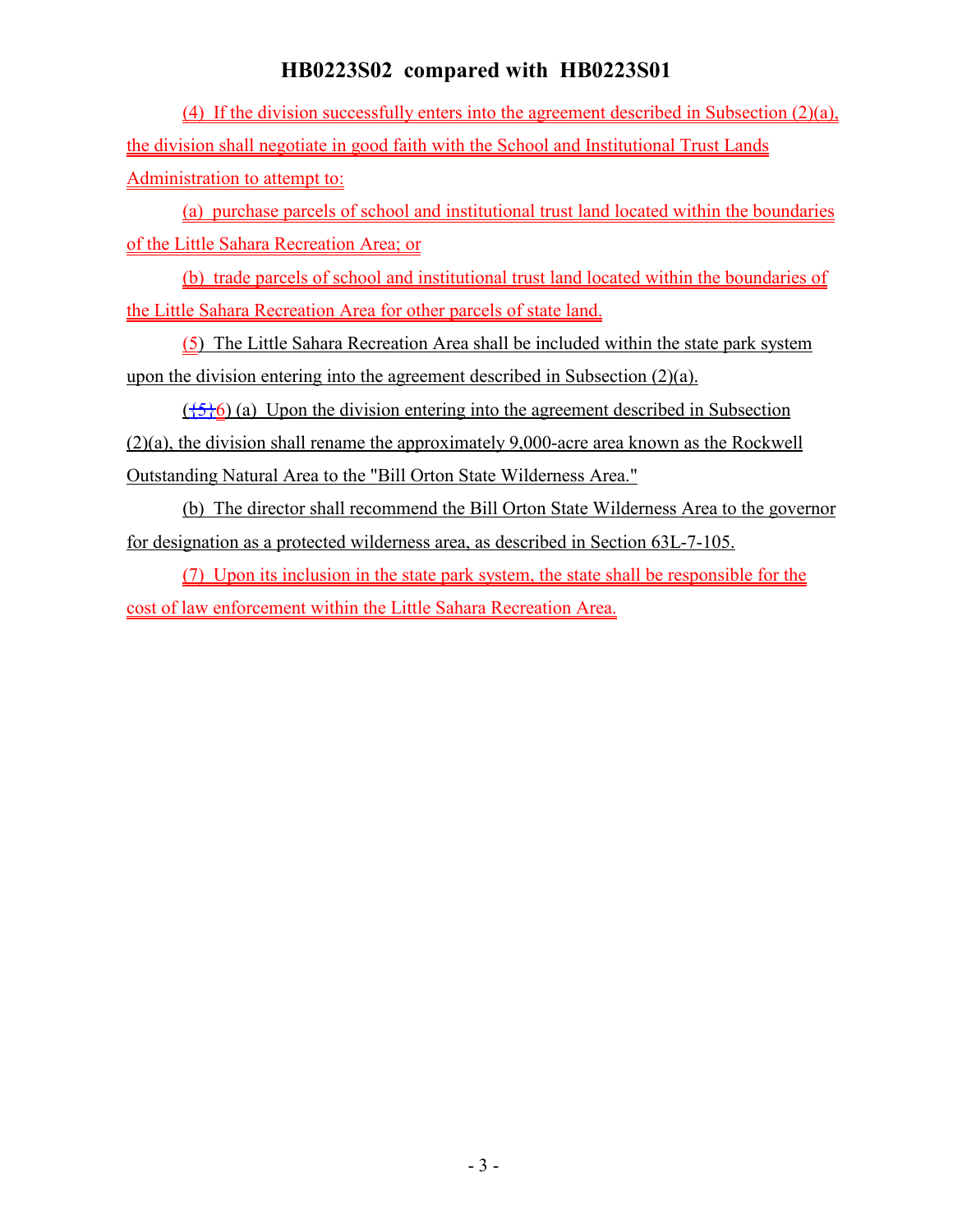(4) If the division successfully enters into the agreement described in Subsection (2)(a), the division shall negotiate in good faith with the School and Institutional Trust Lands Administration to attempt to:

(a) purchase parcels of school and institutional trust land located within the boundaries of the Little Sahara Recreation Area; or

(b) trade parcels of school and institutional trust land located within the boundaries of the Little Sahara Recreation Area for other parcels of state land.

(5) The Little Sahara Recreation Area shall be included within the state park system upon the division entering into the agreement described in Subsection (2)(a).

(~~{5}~~6) (a) Upon the division entering into the agreement described in Subsection (2)(a), the division shall rename the approximately 9,000-acre area known as the Rockwell Outstanding Natural Area to the "Bill Orton State Wilderness Area."

(b) The director shall recommend the Bill Orton State Wilderness Area to the governor for designation as a protected wilderness area, as described in Section 63L-7-105.

(7) Upon its inclusion in the state park system, the state shall be responsible for the cost of law enforcement within the Little Sahara Recreation Area.